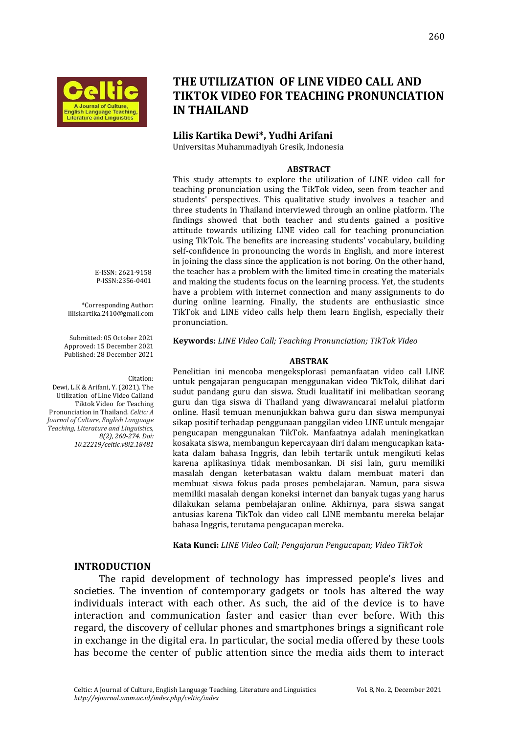# THE UTILIZATION OF LINE VIDEO CALL AND TIKTOK VIDEO FOR TEACHING PRONUNCIATION IN THAILAND

**Lilis Kartika Dewi\*, Yudhi Arifani**
Universitas Muhammadiyah Gresik, Indonesia

E-ISSN: 2621-9158
P-ISSN:2356-0401

\*Corresponding Author:
liliskartika.2410@gmail.com

Submitted: 05 October 2021
Approved: 15 December 2021
Published: 28 December 2021

Citation:
Dewi, L.K & Arifani, Y. (2021). The Utilization of Line Video Calland Tiktok Video for Teaching Pronunciation in Thailand. *Celtic: A Journal of Culture, English Language Teaching, Literature and Linguistics, 8(2), 260-274. Doi: 10.22219/celtic.v8i2.18481*

**ABSTRACT**

This study attempts to explore the utilization of LINE video call for teaching pronunciation using the TikTok video, seen from teacher and students' perspectives. This qualitative study involves a teacher and three students in Thailand interviewed through an online platform. The findings showed that both teacher and students gained a positive attitude towards utilizing LINE video call for teaching pronunciation using TikTok. The benefits are increasing students' vocabulary, building self-confidence in pronouncing the words in English, and more interest in joining the class since the application is not boring. On the other hand, the teacher has a problem with the limited time in creating the materials and making the students focus on the learning process. Yet, the students have a problem with internet connection and many assignments to do during online learning. Finally, the students are enthusiastic since TikTok and LINE video calls help them learn English, especially their pronunciation.

**Keywords:** *LINE Video Call; Teaching Pronunciation; TikTok Video*

**ABSTRAK**

Penelitian ini mencoba mengeksplorasi pemanfaatan video call LINE untuk pengajaran pengucapan menggunakan video TikTok, dilihat dari sudut pandang guru dan siswa. Studi kualitatif ini melibatkan seorang guru dan tiga siswa di Thailand yang diwawancarai melalui platform online. Hasil temuan menunjukkan bahwa guru dan siswa mempunyai sikap positif terhadap penggunaan panggilan video LINE untuk mengajar pengucapan menggunakan TikTok. Manfaatnya adalah meningkatkan kosakata siswa, membangun kepercayaan diri dalam mengucapkan kata-kata dalam bahasa Inggris, dan lebih tertarik untuk mengikuti kelas karena aplikasinya tidak membosankan. Di sisi lain, guru memiliki masalah dengan keterbatasan waktu dalam membuat materi dan membuat siswa fokus pada proses pembelajaran. Namun, para siswa memiliki masalah dengan koneksi internet dan banyak tugas yang harus dilakukan selama pembelajaran online. Akhirnya, para siswa sangat antusias karena TikTok dan video call LINE membantu mereka belajar bahasa Inggris, terutama pengucapan mereka.

**Kata Kunci:** *LINE Video Call; Pengajaran Pengucapan; Video TikTok*

## INTRODUCTION

The rapid development of technology has impressed people's lives and societies. The invention of contemporary gadgets or tools has altered the way individuals interact with each other. As such, the aid of the device is to have interaction and communication faster and easier than ever before. With this regard, the discovery of cellular phones and smartphones brings a significant role in exchange in the digital era. In particular, the social media offered by these tools has become the center of public attention since the media aids them to interact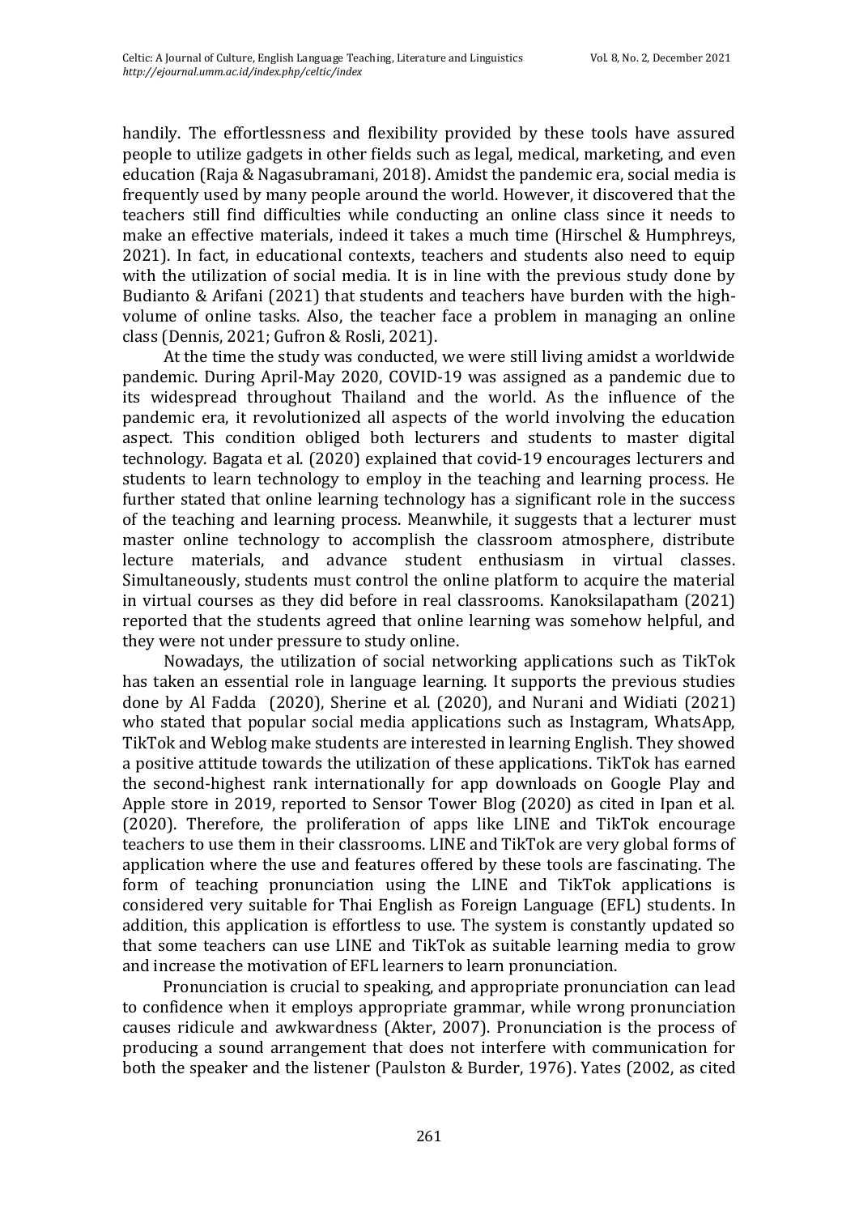handily. The effortlessness and flexibility provided by these tools have assured people to utilize gadgets in other fields such as legal, medical, marketing, and even education (Raja & Nagasubramani, 2018). Amidst the pandemic era, social media is frequently used by many people around the world. However, it discovered that the teachers still find difficulties while conducting an online class since it needs to make an effective materials, indeed it takes a much time (Hirschel & Humphreys, 2021). In fact, in educational contexts, teachers and students also need to equip with the utilization of social media. It is in line with the previous study done by Budianto & Arifani (2021) that students and teachers have burden with the high-volume of online tasks. Also, the teacher face a problem in managing an online class (Dennis, 2021; Gufron & Rosli, 2021).

At the time the study was conducted, we were still living amidst a worldwide pandemic. During April-May 2020, COVID-19 was assigned as a pandemic due to its widespread throughout Thailand and the world. As the influence of the pandemic era, it revolutionized all aspects of the world involving the education aspect. This condition obliged both lecturers and students to master digital technology. Bagata et al. (2020) explained that covid-19 encourages lecturers and students to learn technology to employ in the teaching and learning process. He further stated that online learning technology has a significant role in the success of the teaching and learning process. Meanwhile, it suggests that a lecturer must master online technology to accomplish the classroom atmosphere, distribute lecture materials, and advance student enthusiasm in virtual classes. Simultaneously, students must control the online platform to acquire the material in virtual courses as they did before in real classrooms. Kanoksilapatham (2021) reported that the students agreed that online learning was somehow helpful, and they were not under pressure to study online.

Nowadays, the utilization of social networking applications such as TikTok has taken an essential role in language learning. It supports the previous studies done by Al Fadda (2020), Sherine et al. (2020), and Nurani and Widiati (2021) who stated that popular social media applications such as Instagram, WhatsApp, TikTok and Weblog make students are interested in learning English. They showed a positive attitude towards the utilization of these applications. TikTok has earned the second-highest rank internationally for app downloads on Google Play and Apple store in 2019, reported to Sensor Tower Blog (2020) as cited in Ipan et al. (2020). Therefore, the proliferation of apps like LINE and TikTok encourage teachers to use them in their classrooms. LINE and TikTok are very global forms of application where the use and features offered by these tools are fascinating. The form of teaching pronunciation using the LINE and TikTok applications is considered very suitable for Thai English as Foreign Language (EFL) students. In addition, this application is effortless to use. The system is constantly updated so that some teachers can use LINE and TikTok as suitable learning media to grow and increase the motivation of EFL learners to learn pronunciation.

Pronunciation is crucial to speaking, and appropriate pronunciation can lead to confidence when it employs appropriate grammar, while wrong pronunciation causes ridicule and awkwardness (Akter, 2007). Pronunciation is the process of producing a sound arrangement that does not interfere with communication for both the speaker and the listener (Paulston & Burder, 1976). Yates (2002, as cited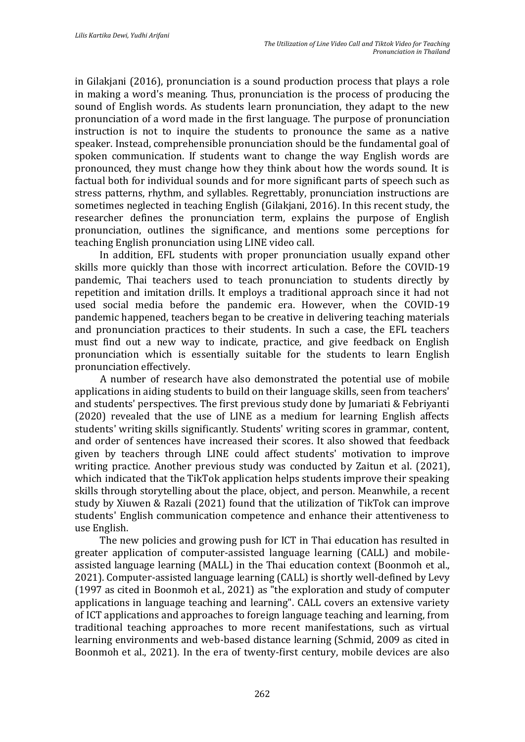in Gilakjani (2016), pronunciation is a sound production process that plays a role in making a word's meaning. Thus, pronunciation is the process of producing the sound of English words. As students learn pronunciation, they adapt to the new pronunciation of a word made in the first language. The purpose of pronunciation instruction is not to inquire the students to pronounce the same as a native speaker. Instead, comprehensible pronunciation should be the fundamental goal of spoken communication. If students want to change the way English words are pronounced, they must change how they think about how the words sound. It is factual both for individual sounds and for more significant parts of speech such as stress patterns, rhythm, and syllables. Regrettably, pronunciation instructions are sometimes neglected in teaching English (Gilakjani, 2016). In this recent study, the researcher defines the pronunciation term, explains the purpose of English pronunciation, outlines the significance, and mentions some perceptions for teaching English pronunciation using LINE video call.

In addition, EFL students with proper pronunciation usually expand other skills more quickly than those with incorrect articulation. Before the COVID-19 pandemic, Thai teachers used to teach pronunciation to students directly by repetition and imitation drills. It employs a traditional approach since it had not used social media before the pandemic era. However, when the COVID-19 pandemic happened, teachers began to be creative in delivering teaching materials and pronunciation practices to their students. In such a case, the EFL teachers must find out a new way to indicate, practice, and give feedback on English pronunciation which is essentially suitable for the students to learn English pronunciation effectively.

A number of research have also demonstrated the potential use of mobile applications in aiding students to build on their language skills, seen from teachers' and students' perspectives. The first previous study done by Jumariati & Febriyanti (2020) revealed that the use of LINE as a medium for learning English affects students' writing skills significantly. Students' writing scores in grammar, content, and order of sentences have increased their scores. It also showed that feedback given by teachers through LINE could affect students' motivation to improve writing practice. Another previous study was conducted by Zaitun et al. (2021), which indicated that the TikTok application helps students improve their speaking skills through storytelling about the place, object, and person. Meanwhile, a recent study by Xiuwen & Razali (2021) found that the utilization of TikTok can improve students' English communication competence and enhance their attentiveness to use English.

The new policies and growing push for ICT in Thai education has resulted in greater application of computer-assisted language learning (CALL) and mobile-assisted language learning (MALL) in the Thai education context (Boonmoh et al., 2021). Computer-assisted language learning (CALL) is shortly well-defined by Levy (1997 as cited in Boonmoh et al., 2021) as "the exploration and study of computer applications in language teaching and learning". CALL covers an extensive variety of ICT applications and approaches to foreign language teaching and learning, from traditional teaching approaches to more recent manifestations, such as virtual learning environments and web-based distance learning (Schmid, 2009 as cited in Boonmoh et al., 2021). In the era of twenty-first century, mobile devices are also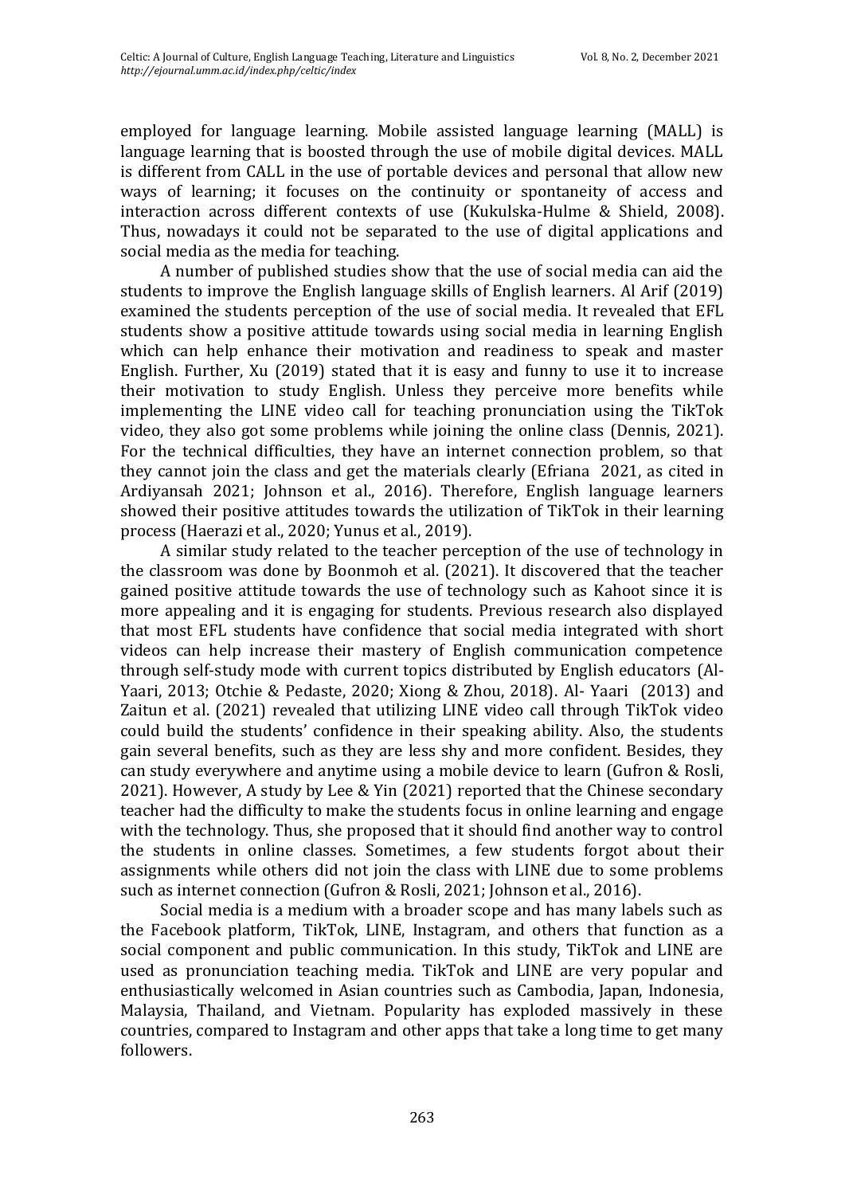employed for language learning. Mobile assisted language learning (MALL) is language learning that is boosted through the use of mobile digital devices. MALL is different from CALL in the use of portable devices and personal that allow new ways of learning; it focuses on the continuity or spontaneity of access and interaction across different contexts of use (Kukulska-Hulme & Shield, 2008). Thus, nowadays it could not be separated to the use of digital applications and social media as the media for teaching.

A number of published studies show that the use of social media can aid the students to improve the English language skills of English learners. Al Arif (2019) examined the students perception of the use of social media. It revealed that EFL students show a positive attitude towards using social media in learning English which can help enhance their motivation and readiness to speak and master English. Further, Xu (2019) stated that it is easy and funny to use it to increase their motivation to study English. Unless they perceive more benefits while implementing the LINE video call for teaching pronunciation using the TikTok video, they also got some problems while joining the online class (Dennis, 2021). For the technical difficulties, they have an internet connection problem, so that they cannot join the class and get the materials clearly (Efriana 2021, as cited in Ardiyansah 2021; Johnson et al., 2016). Therefore, English language learners showed their positive attitudes towards the utilization of TikTok in their learning process (Haerazi et al., 2020; Yunus et al., 2019).

A similar study related to the teacher perception of the use of technology in the classroom was done by Boonmoh et al. (2021). It discovered that the teacher gained positive attitude towards the use of technology such as Kahoot since it is more appealing and it is engaging for students. Previous research also displayed that most EFL students have confidence that social media integrated with short videos can help increase their mastery of English communication competence through self-study mode with current topics distributed by English educators (Al-Yaari, 2013; Otchie & Pedaste, 2020; Xiong & Zhou, 2018). Al- Yaari (2013) and Zaitun et al. (2021) revealed that utilizing LINE video call through TikTok video could build the students' confidence in their speaking ability. Also, the students gain several benefits, such as they are less shy and more confident. Besides, they can study everywhere and anytime using a mobile device to learn (Gufron & Rosli, 2021). However, A study by Lee & Yin (2021) reported that the Chinese secondary teacher had the difficulty to make the students focus in online learning and engage with the technology. Thus, she proposed that it should find another way to control the students in online classes. Sometimes, a few students forgot about their assignments while others did not join the class with LINE due to some problems such as internet connection (Gufron & Rosli, 2021; Johnson et al., 2016).

Social media is a medium with a broader scope and has many labels such as the Facebook platform, TikTok, LINE, Instagram, and others that function as a social component and public communication. In this study, TikTok and LINE are used as pronunciation teaching media. TikTok and LINE are very popular and enthusiastically welcomed in Asian countries such as Cambodia, Japan, Indonesia, Malaysia, Thailand, and Vietnam. Popularity has exploded massively in these countries, compared to Instagram and other apps that take a long time to get many followers.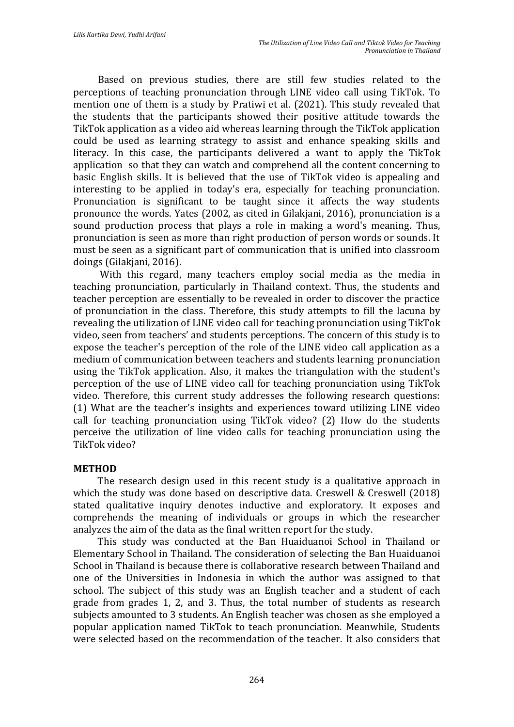Based on previous studies, there are still few studies related to the perceptions of teaching pronunciation through LINE video call using TikTok. To mention one of them is a study by Pratiwi et al. (2021). This study revealed that the students that the participants showed their positive attitude towards the TikTok application as a video aid whereas learning through the TikTok application could be used as learning strategy to assist and enhance speaking skills and literacy. In this case, the participants delivered a want to apply the TikTok application so that they can watch and comprehend all the content concerning to basic English skills. It is believed that the use of TikTok video is appealing and interesting to be applied in today's era, especially for teaching pronunciation. Pronunciation is significant to be taught since it affects the way students pronounce the words. Yates (2002, as cited in Gilakjani, 2016), pronunciation is a sound production process that plays a role in making a word's meaning. Thus, pronunciation is seen as more than right production of person words or sounds. It must be seen as a significant part of communication that is unified into classroom doings (Gilakjani, 2016).

With this regard, many teachers employ social media as the media in teaching pronunciation, particularly in Thailand context. Thus, the students and teacher perception are essentially to be revealed in order to discover the practice of pronunciation in the class. Therefore, this study attempts to fill the lacuna by revealing the utilization of LINE video call for teaching pronunciation using TikTok video, seen from teachers' and students perceptions. The concern of this study is to expose the teacher's perception of the role of the LINE video call application as a medium of communication between teachers and students learning pronunciation using the TikTok application. Also, it makes the triangulation with the student's perception of the use of LINE video call for teaching pronunciation using TikTok video. Therefore, this current study addresses the following research questions: (1) What are the teacher's insights and experiences toward utilizing LINE video call for teaching pronunciation using TikTok video? (2) How do the students perceive the utilization of line video calls for teaching pronunciation using the TikTok video?

## METHOD

The research design used in this recent study is a qualitative approach in which the study was done based on descriptive data. Creswell & Creswell (2018) stated qualitative inquiry denotes inductive and exploratory. It exposes and comprehends the meaning of individuals or groups in which the researcher analyzes the aim of the data as the final written report for the study.

This study was conducted at the Ban Huaiduanoi School in Thailand or Elementary School in Thailand. The consideration of selecting the Ban Huaiduanoi School in Thailand is because there is collaborative research between Thailand and one of the Universities in Indonesia in which the author was assigned to that school. The subject of this study was an English teacher and a student of each grade from grades 1, 2, and 3. Thus, the total number of students as research subjects amounted to 3 students. An English teacher was chosen as she employed a popular application named TikTok to teach pronunciation. Meanwhile, Students were selected based on the recommendation of the teacher. It also considers that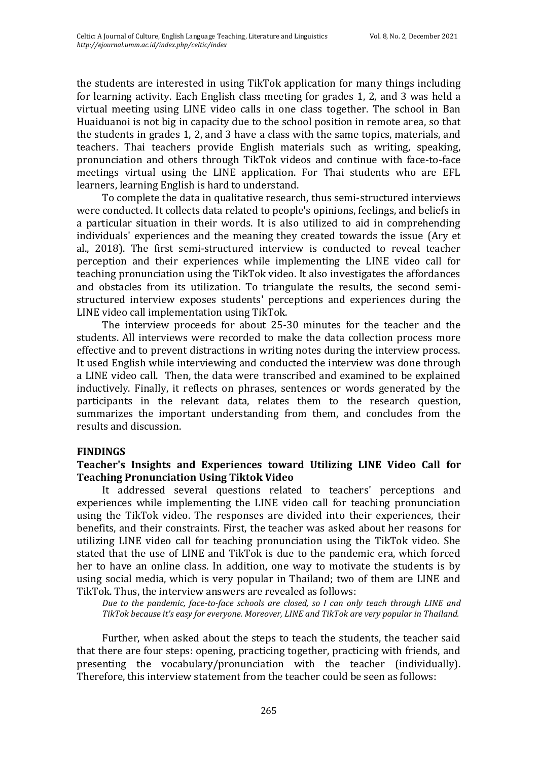the students are interested in using TikTok application for many things including for learning activity. Each English class meeting for grades 1, 2, and 3 was held a virtual meeting using LINE video calls in one class together. The school in Ban Huaiduanoi is not big in capacity due to the school position in remote area, so that the students in grades 1, 2, and 3 have a class with the same topics, materials, and teachers. Thai teachers provide English materials such as writing, speaking, pronunciation and others through TikTok videos and continue with face-to-face meetings virtual using the LINE application. For Thai students who are EFL learners, learning English is hard to understand.

To complete the data in qualitative research, thus semi-structured interviews were conducted. It collects data related to people's opinions, feelings, and beliefs in a particular situation in their words. It is also utilized to aid in comprehending individuals' experiences and the meaning they created towards the issue (Ary et al., 2018). The first semi-structured interview is conducted to reveal teacher perception and their experiences while implementing the LINE video call for teaching pronunciation using the TikTok video. It also investigates the affordances and obstacles from its utilization. To triangulate the results, the second semi-structured interview exposes students' perceptions and experiences during the LINE video call implementation using TikTok.

The interview proceeds for about 25-30 minutes for the teacher and the students. All interviews were recorded to make the data collection process more effective and to prevent distractions in writing notes during the interview process. It used English while interviewing and conducted the interview was done through a LINE video call. Then, the data were transcribed and examined to be explained inductively. Finally, it reflects on phrases, sentences or words generated by the participants in the relevant data, relates them to the research question, summarizes the important understanding from them, and concludes from the results and discussion.

## FINDINGS

### Teacher's Insights and Experiences toward Utilizing LINE Video Call for Teaching Pronunciation Using Tiktok Video

It addressed several questions related to teachers' perceptions and experiences while implementing the LINE video call for teaching pronunciation using the TikTok video. The responses are divided into their experiences, their benefits, and their constraints. First, the teacher was asked about her reasons for utilizing LINE video call for teaching pronunciation using the TikTok video. She stated that the use of LINE and TikTok is due to the pandemic era, which forced her to have an online class. In addition, one way to motivate the students is by using social media, which is very popular in Thailand; two of them are LINE and TikTok. Thus, the interview answers are revealed as follows:

*Due to the pandemic, face-to-face schools are closed, so I can only teach through LINE and TikTok because it's easy for everyone. Moreover, LINE and TikTok are very popular in Thailand.*

Further, when asked about the steps to teach the students, the teacher said that there are four steps: opening, practicing together, practicing with friends, and presenting the vocabulary/pronunciation with the teacher (individually). Therefore, this interview statement from the teacher could be seen as follows: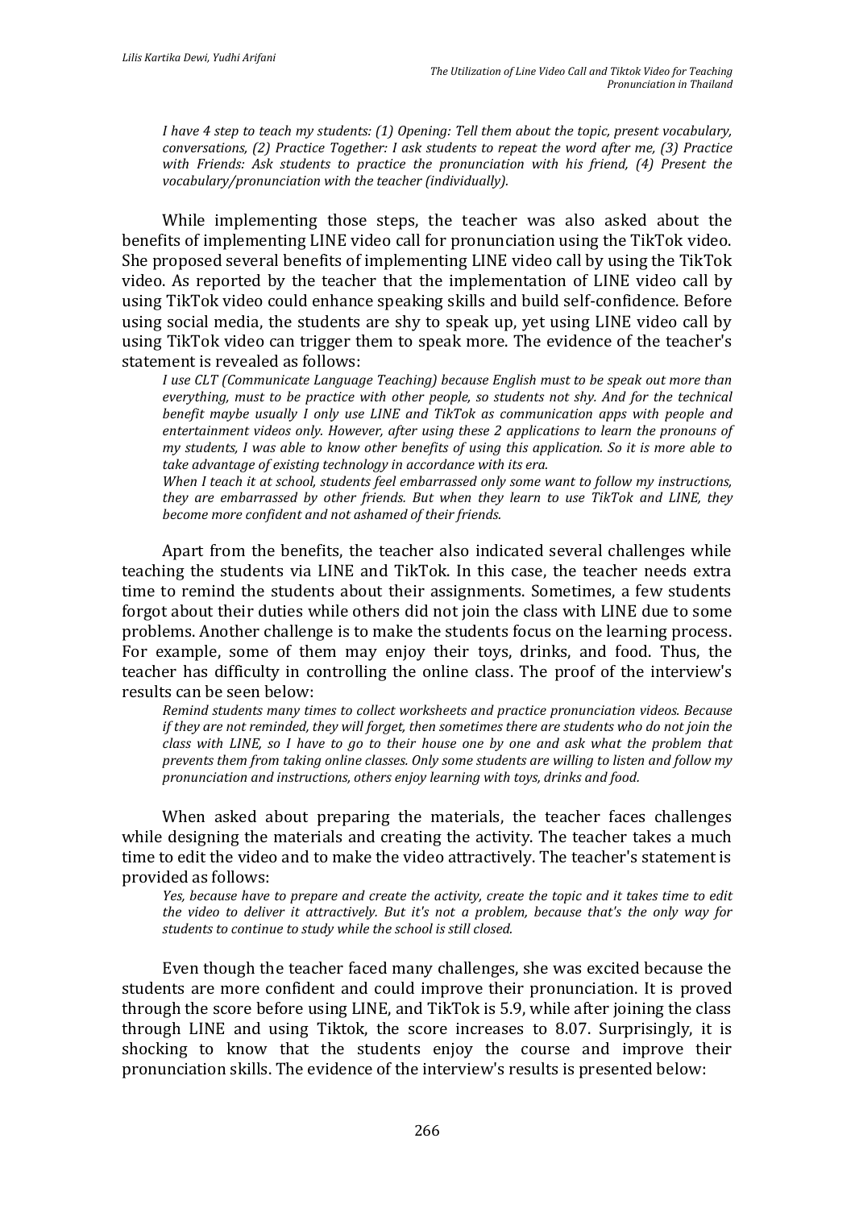*I have 4 step to teach my students: (1) Opening: Tell them about the topic, present vocabulary, conversations, (2) Practice Together: I ask students to repeat the word after me, (3) Practice with Friends: Ask students to practice the pronunciation with his friend, (4) Present the vocabulary/pronunciation with the teacher (individually).*

While implementing those steps, the teacher was also asked about the benefits of implementing LINE video call for pronunciation using the TikTok video. She proposed several benefits of implementing LINE video call by using the TikTok video. As reported by the teacher that the implementation of LINE video call by using TikTok video could enhance speaking skills and build self-confidence. Before using social media, the students are shy to speak up, yet using LINE video call by using TikTok video can trigger them to speak more. The evidence of the teacher's statement is revealed as follows:

*I use CLT (Communicate Language Teaching) because English must to be speak out more than everything, must to be practice with other people, so students not shy. And for the technical benefit maybe usually I only use LINE and TikTok as communication apps with people and entertainment videos only. However, after using these 2 applications to learn the pronouns of my students, I was able to know other benefits of using this application. So it is more able to take advantage of existing technology in accordance with its era.*

*When I teach it at school, students feel embarrassed only some want to follow my instructions, they are embarrassed by other friends. But when they learn to use TikTok and LINE, they become more confident and not ashamed of their friends.*

Apart from the benefits, the teacher also indicated several challenges while teaching the students via LINE and TikTok. In this case, the teacher needs extra time to remind the students about their assignments. Sometimes, a few students forgot about their duties while others did not join the class with LINE due to some problems. Another challenge is to make the students focus on the learning process. For example, some of them may enjoy their toys, drinks, and food. Thus, the teacher has difficulty in controlling the online class. The proof of the interview's results can be seen below:

*Remind students many times to collect worksheets and practice pronunciation videos. Because if they are not reminded, they will forget, then sometimes there are students who do not join the class with LINE, so I have to go to their house one by one and ask what the problem that prevents them from taking online classes. Only some students are willing to listen and follow my pronunciation and instructions, others enjoy learning with toys, drinks and food.*

When asked about preparing the materials, the teacher faces challenges while designing the materials and creating the activity. The teacher takes a much time to edit the video and to make the video attractively. The teacher's statement is provided as follows:

*Yes, because have to prepare and create the activity, create the topic and it takes time to edit the video to deliver it attractively. But it's not a problem, because that's the only way for students to continue to study while the school is still closed.*

Even though the teacher faced many challenges, she was excited because the students are more confident and could improve their pronunciation. It is proved through the score before using LINE, and TikTok is 5.9, while after joining the class through LINE and using Tiktok, the score increases to 8.07. Surprisingly, it is shocking to know that the students enjoy the course and improve their pronunciation skills. The evidence of the interview's results is presented below: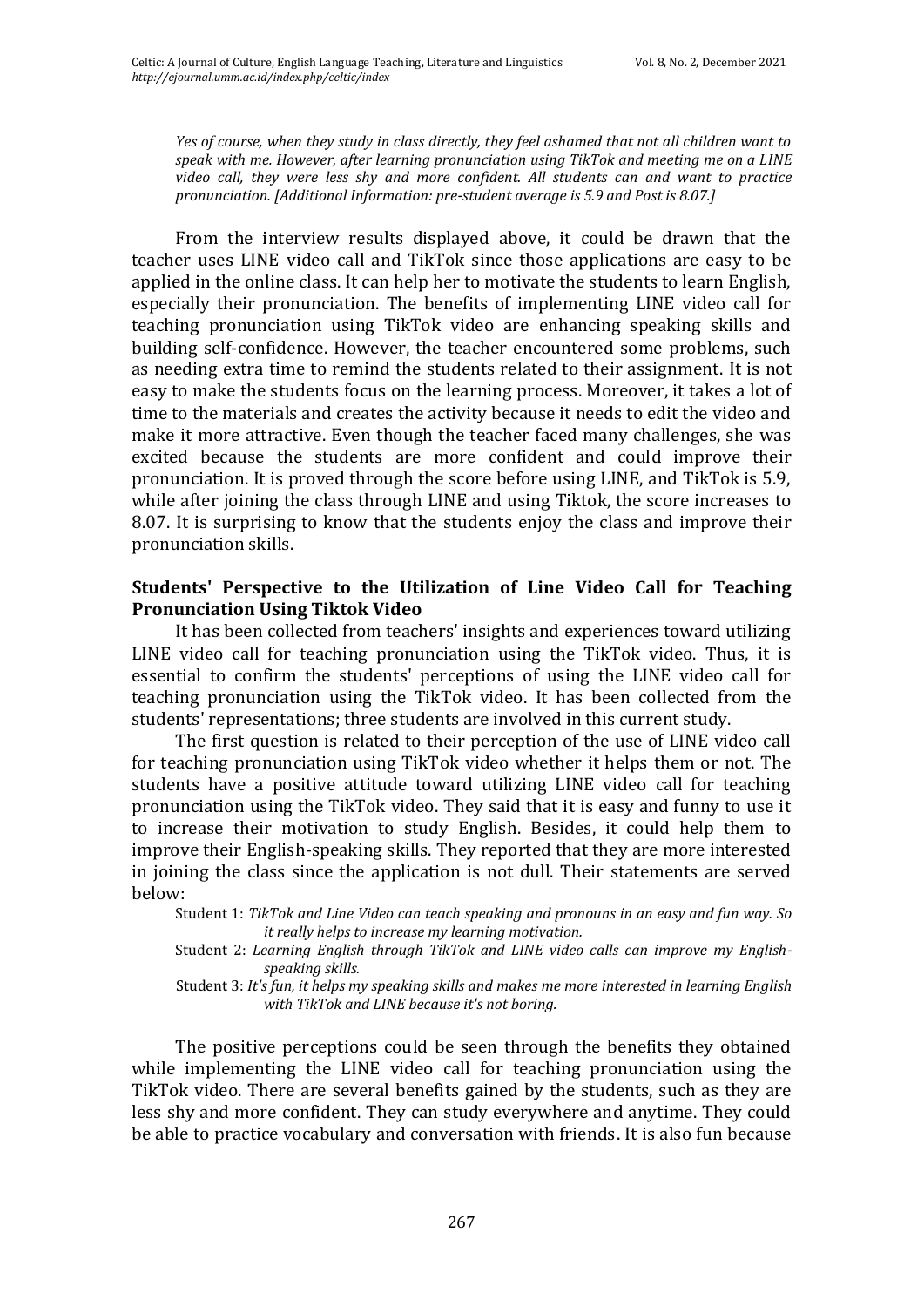*Yes of course, when they study in class directly, they feel ashamed that not all children want to speak with me. However, after learning pronunciation using TikTok and meeting me on a LINE video call, they were less shy and more confident. All students can and want to practice pronunciation. [Additional Information: pre-student average is 5.9 and Post is 8.07.]*

From the interview results displayed above, it could be drawn that the teacher uses LINE video call and TikTok since those applications are easy to be applied in the online class. It can help her to motivate the students to learn English, especially their pronunciation. The benefits of implementing LINE video call for teaching pronunciation using TikTok video are enhancing speaking skills and building self-confidence. However, the teacher encountered some problems, such as needing extra time to remind the students related to their assignment. It is not easy to make the students focus on the learning process. Moreover, it takes a lot of time to the materials and creates the activity because it needs to edit the video and make it more attractive. Even though the teacher faced many challenges, she was excited because the students are more confident and could improve their pronunciation. It is proved through the score before using LINE, and TikTok is 5.9, while after joining the class through LINE and using Tiktok, the score increases to 8.07. It is surprising to know that the students enjoy the class and improve their pronunciation skills.

### Students' Perspective to the Utilization of Line Video Call for Teaching Pronunciation Using Tiktok Video

It has been collected from teachers' insights and experiences toward utilizing LINE video call for teaching pronunciation using the TikTok video. Thus, it is essential to confirm the students' perceptions of using the LINE video call for teaching pronunciation using the TikTok video. It has been collected from the students' representations; three students are involved in this current study.

The first question is related to their perception of the use of LINE video call for teaching pronunciation using TikTok video whether it helps them or not. The students have a positive attitude toward utilizing LINE video call for teaching pronunciation using the TikTok video. They said that it is easy and funny to use it to increase their motivation to study English. Besides, it could help them to improve their English-speaking skills. They reported that they are more interested in joining the class since the application is not dull. Their statements are served below:

Student 1: *TikTok and Line Video can teach speaking and pronouns in an easy and fun way. So it really helps to increase my learning motivation.*

Student 2: *Learning English through TikTok and LINE video calls can improve my English-speaking skills.*

Student 3: *It's fun, it helps my speaking skills and makes me more interested in learning English with TikTok and LINE because it's not boring.*

The positive perceptions could be seen through the benefits they obtained while implementing the LINE video call for teaching pronunciation using the TikTok video. There are several benefits gained by the students, such as they are less shy and more confident. They can study everywhere and anytime. They could be able to practice vocabulary and conversation with friends. It is also fun because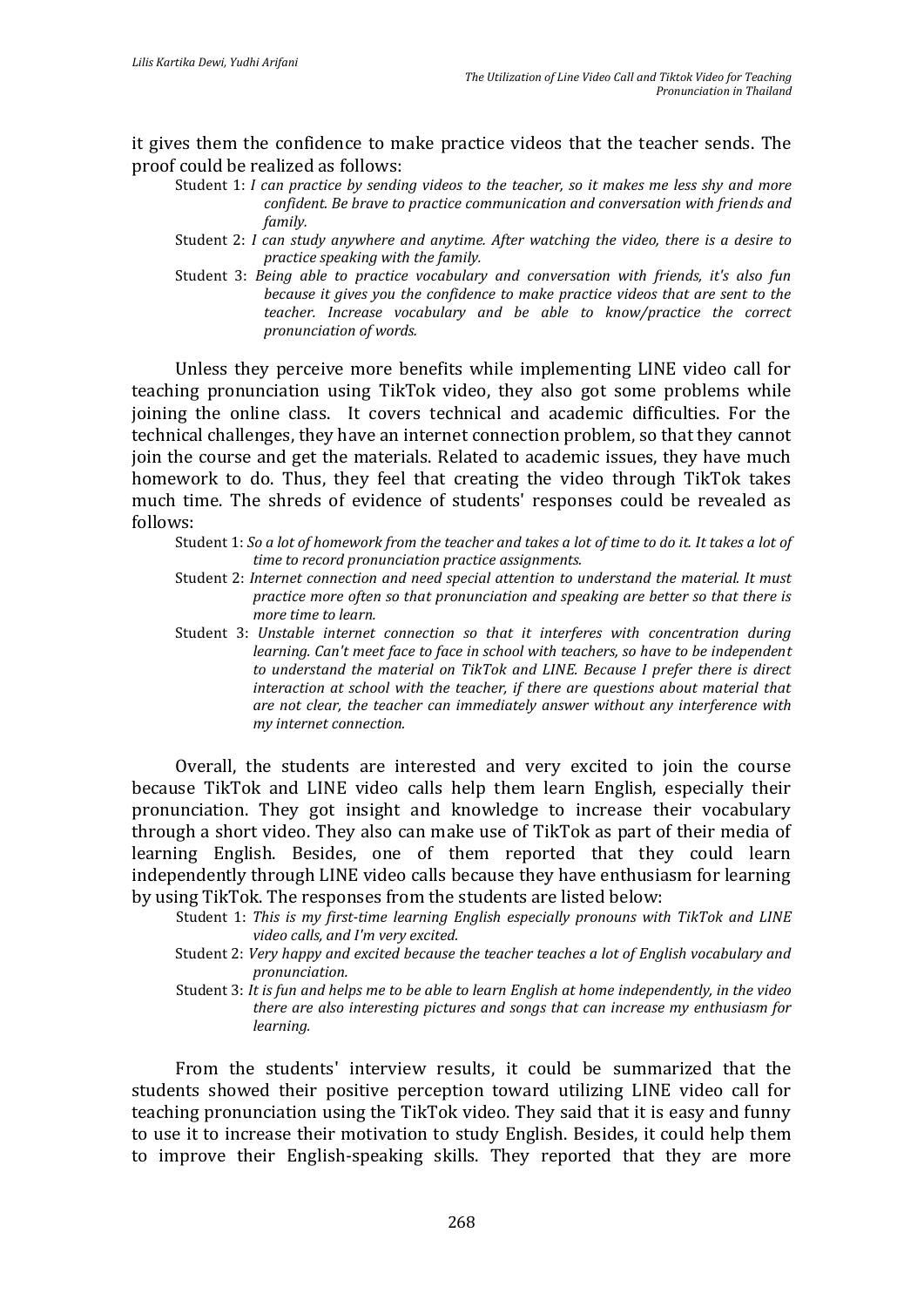it gives them the confidence to make practice videos that the teacher sends. The proof could be realized as follows:

Student 1: *I can practice by sending videos to the teacher, so it makes me less shy and more confident. Be brave to practice communication and conversation with friends and family.*

Student 2: *I can study anywhere and anytime. After watching the video, there is a desire to practice speaking with the family.*

Student 3: *Being able to practice vocabulary and conversation with friends, it's also fun because it gives you the confidence to make practice videos that are sent to the teacher. Increase vocabulary and be able to know/practice the correct pronunciation of words.*

Unless they perceive more benefits while implementing LINE video call for teaching pronunciation using TikTok video, they also got some problems while joining the online class. It covers technical and academic difficulties. For the technical challenges, they have an internet connection problem, so that they cannot join the course and get the materials. Related to academic issues, they have much homework to do. Thus, they feel that creating the video through TikTok takes much time. The shreds of evidence of students' responses could be revealed as follows:

Student 1: *So a lot of homework from the teacher and takes a lot of time to do it. It takes a lot of time to record pronunciation practice assignments.*

Student 2: *Internet connection and need special attention to understand the material. It must practice more often so that pronunciation and speaking are better so that there is more time to learn.*

Student 3: *Unstable internet connection so that it interferes with concentration during learning. Can't meet face to face in school with teachers, so have to be independent to understand the material on TikTok and LINE. Because I prefer there is direct interaction at school with the teacher, if there are questions about material that are not clear, the teacher can immediately answer without any interference with my internet connection.*

Overall, the students are interested and very excited to join the course because TikTok and LINE video calls help them learn English, especially their pronunciation. They got insight and knowledge to increase their vocabulary through a short video. They also can make use of TikTok as part of their media of learning English. Besides, one of them reported that they could learn independently through LINE video calls because they have enthusiasm for learning by using TikTok. The responses from the students are listed below:

Student 1: *This is my first-time learning English especially pronouns with TikTok and LINE video calls, and I'm very excited.*

Student 2: *Very happy and excited because the teacher teaches a lot of English vocabulary and pronunciation.*

Student 3: *It is fun and helps me to be able to learn English at home independently, in the video there are also interesting pictures and songs that can increase my enthusiasm for learning.*

From the students' interview results, it could be summarized that the students showed their positive perception toward utilizing LINE video call for teaching pronunciation using the TikTok video. They said that it is easy and funny to use it to increase their motivation to study English. Besides, it could help them to improve their English-speaking skills. They reported that they are more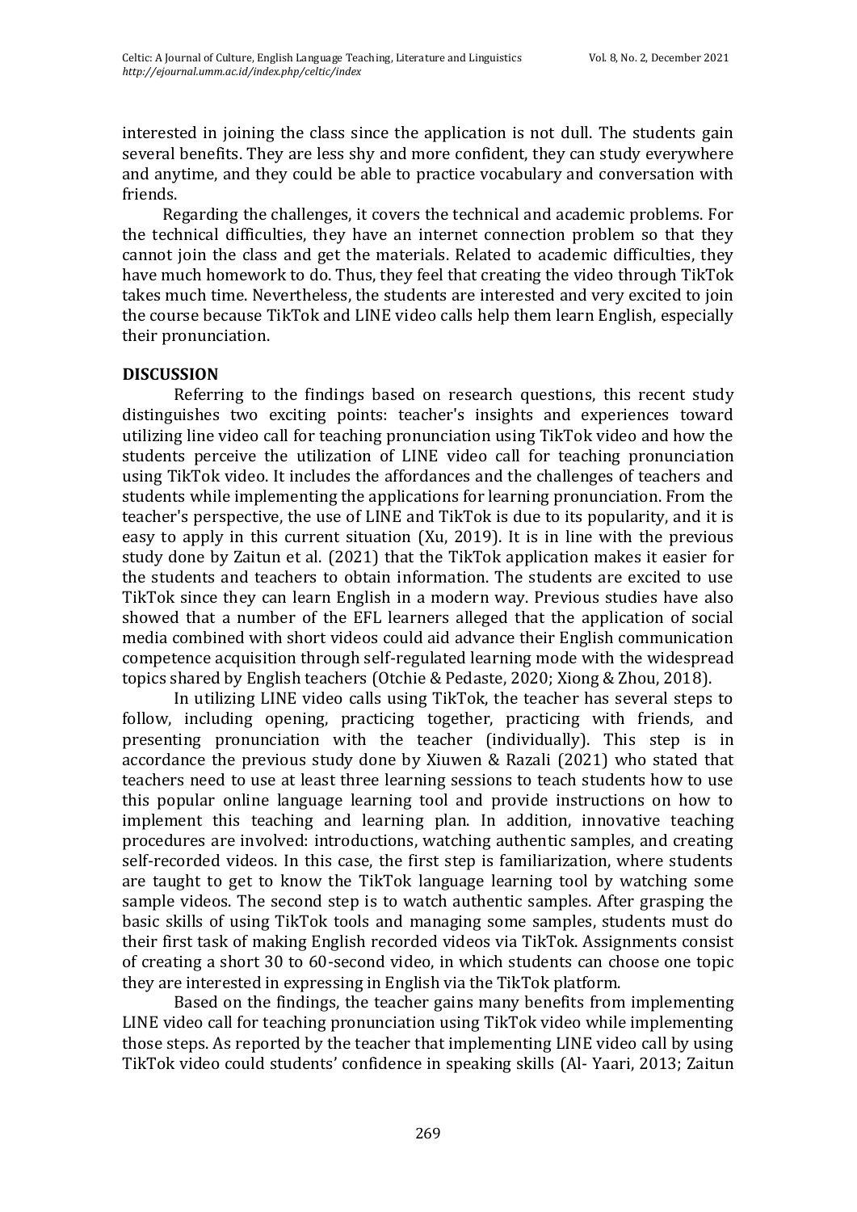interested in joining the class since the application is not dull. The students gain several benefits. They are less shy and more confident, they can study everywhere and anytime, and they could be able to practice vocabulary and conversation with friends.

Regarding the challenges, it covers the technical and academic problems. For the technical difficulties, they have an internet connection problem so that they cannot join the class and get the materials. Related to academic difficulties, they have much homework to do. Thus, they feel that creating the video through TikTok takes much time. Nevertheless, the students are interested and very excited to join the course because TikTok and LINE video calls help them learn English, especially their pronunciation.

## DISCUSSION

Referring to the findings based on research questions, this recent study distinguishes two exciting points: teacher's insights and experiences toward utilizing line video call for teaching pronunciation using TikTok video and how the students perceive the utilization of LINE video call for teaching pronunciation using TikTok video. It includes the affordances and the challenges of teachers and students while implementing the applications for learning pronunciation. From the teacher's perspective, the use of LINE and TikTok is due to its popularity, and it is easy to apply in this current situation (Xu, 2019). It is in line with the previous study done by Zaitun et al. (2021) that the TikTok application makes it easier for the students and teachers to obtain information. The students are excited to use TikTok since they can learn English in a modern way. Previous studies have also showed that a number of the EFL learners alleged that the application of social media combined with short videos could aid advance their English communication competence acquisition through self-regulated learning mode with the widespread topics shared by English teachers (Otchie & Pedaste, 2020; Xiong & Zhou, 2018).

In utilizing LINE video calls using TikTok, the teacher has several steps to follow, including opening, practicing together, practicing with friends, and presenting pronunciation with the teacher (individually). This step is in accordance the previous study done by Xiuwen & Razali (2021) who stated that teachers need to use at least three learning sessions to teach students how to use this popular online language learning tool and provide instructions on how to implement this teaching and learning plan. In addition, innovative teaching procedures are involved: introductions, watching authentic samples, and creating self-recorded videos. In this case, the first step is familiarization, where students are taught to get to know the TikTok language learning tool by watching some sample videos. The second step is to watch authentic samples. After grasping the basic skills of using TikTok tools and managing some samples, students must do their first task of making English recorded videos via TikTok. Assignments consist of creating a short 30 to 60-second video, in which students can choose one topic they are interested in expressing in English via the TikTok platform.

Based on the findings, the teacher gains many benefits from implementing LINE video call for teaching pronunciation using TikTok video while implementing those steps. As reported by the teacher that implementing LINE video call by using TikTok video could students' confidence in speaking skills (Al- Yaari, 2013; Zaitun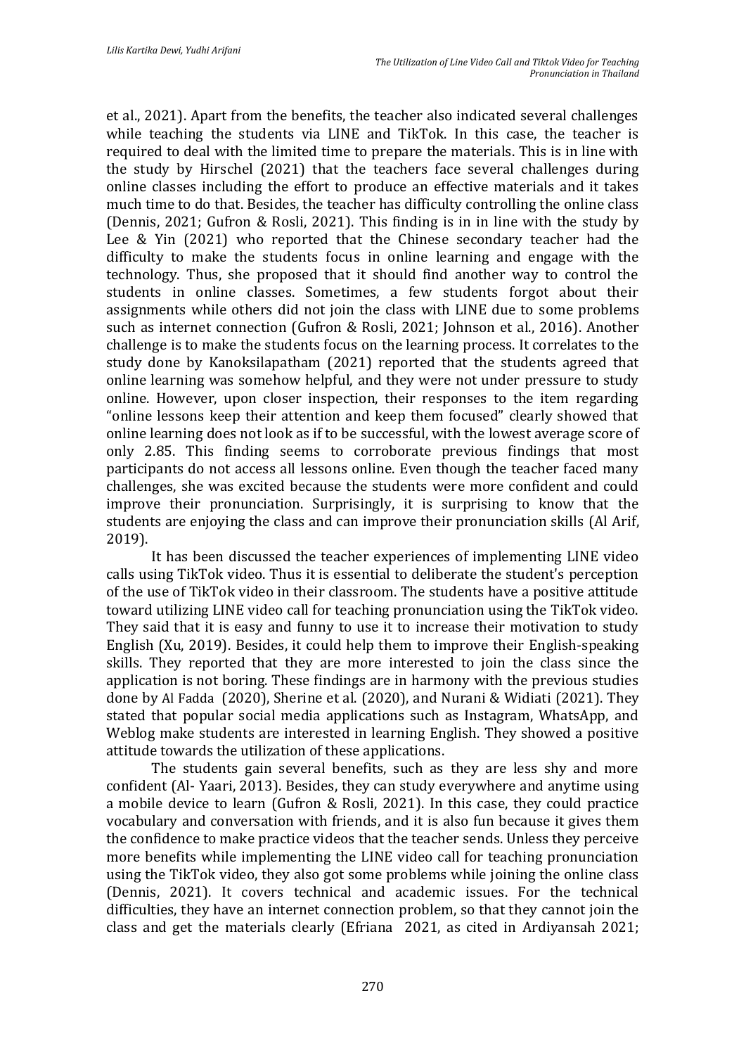et al., 2021). Apart from the benefits, the teacher also indicated several challenges while teaching the students via LINE and TikTok. In this case, the teacher is required to deal with the limited time to prepare the materials. This is in line with the study by Hirschel (2021) that the teachers face several challenges during online classes including the effort to produce an effective materials and it takes much time to do that. Besides, the teacher has difficulty controlling the online class (Dennis, 2021; Gufron & Rosli, 2021). This finding is in in line with the study by Lee & Yin (2021) who reported that the Chinese secondary teacher had the difficulty to make the students focus in online learning and engage with the technology. Thus, she proposed that it should find another way to control the students in online classes. Sometimes, a few students forgot about their assignments while others did not join the class with LINE due to some problems such as internet connection (Gufron & Rosli, 2021; Johnson et al., 2016). Another challenge is to make the students focus on the learning process. It correlates to the study done by Kanoksilapatham (2021) reported that the students agreed that online learning was somehow helpful, and they were not under pressure to study online. However, upon closer inspection, their responses to the item regarding "online lessons keep their attention and keep them focused" clearly showed that online learning does not look as if to be successful, with the lowest average score of only 2.85. This finding seems to corroborate previous findings that most participants do not access all lessons online. Even though the teacher faced many challenges, she was excited because the students were more confident and could improve their pronunciation. Surprisingly, it is surprising to know that the students are enjoying the class and can improve their pronunciation skills (Al Arif, 2019).

It has been discussed the teacher experiences of implementing LINE video calls using TikTok video. Thus it is essential to deliberate the student's perception of the use of TikTok video in their classroom. The students have a positive attitude toward utilizing LINE video call for teaching pronunciation using the TikTok video. They said that it is easy and funny to use it to increase their motivation to study English (Xu, 2019). Besides, it could help them to improve their English-speaking skills. They reported that they are more interested to join the class since the application is not boring. These findings are in harmony with the previous studies done by Al Fadda (2020), Sherine et al. (2020), and Nurani & Widiati (2021). They stated that popular social media applications such as Instagram, WhatsApp, and Weblog make students are interested in learning English. They showed a positive attitude towards the utilization of these applications.

The students gain several benefits, such as they are less shy and more confident (Al- Yaari, 2013). Besides, they can study everywhere and anytime using a mobile device to learn (Gufron & Rosli, 2021). In this case, they could practice vocabulary and conversation with friends, and it is also fun because it gives them the confidence to make practice videos that the teacher sends. Unless they perceive more benefits while implementing the LINE video call for teaching pronunciation using the TikTok video, they also got some problems while joining the online class (Dennis, 2021). It covers technical and academic issues. For the technical difficulties, they have an internet connection problem, so that they cannot join the class and get the materials clearly (Efriana 2021, as cited in Ardiyansah 2021;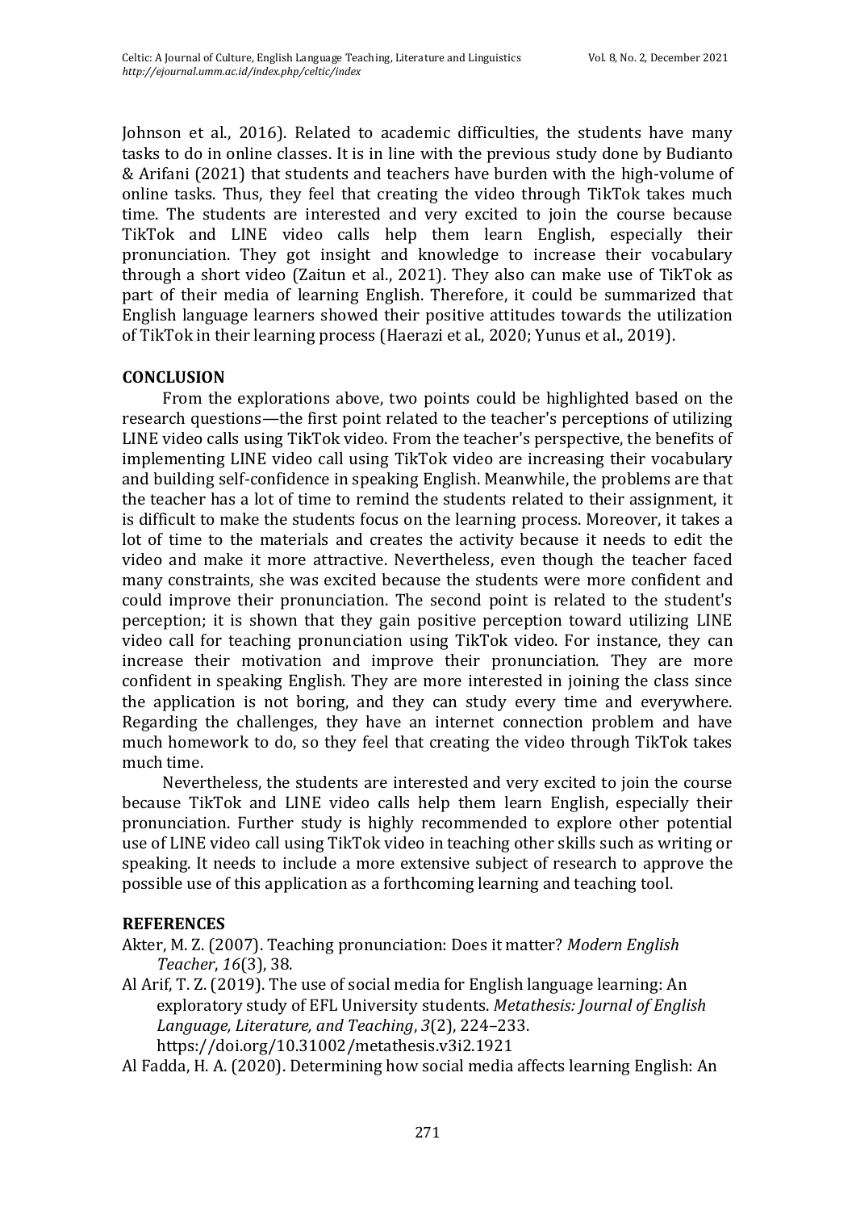Johnson et al., 2016). Related to academic difficulties, the students have many tasks to do in online classes. It is in line with the previous study done by Budianto & Arifani (2021) that students and teachers have burden with the high-volume of online tasks. Thus, they feel that creating the video through TikTok takes much time. The students are interested and very excited to join the course because TikTok and LINE video calls help them learn English, especially their pronunciation. They got insight and knowledge to increase their vocabulary through a short video (Zaitun et al., 2021). They also can make use of TikTok as part of their media of learning English. Therefore, it could be summarized that English language learners showed their positive attitudes towards the utilization of TikTok in their learning process (Haerazi et al., 2020; Yunus et al., 2019).

## CONCLUSION

From the explorations above, two points could be highlighted based on the research questions—the first point related to the teacher's perceptions of utilizing LINE video calls using TikTok video. From the teacher's perspective, the benefits of implementing LINE video call using TikTok video are increasing their vocabulary and building self-confidence in speaking English. Meanwhile, the problems are that the teacher has a lot of time to remind the students related to their assignment, it is difficult to make the students focus on the learning process. Moreover, it takes a lot of time to the materials and creates the activity because it needs to edit the video and make it more attractive. Nevertheless, even though the teacher faced many constraints, she was excited because the students were more confident and could improve their pronunciation. The second point is related to the student's perception; it is shown that they gain positive perception toward utilizing LINE video call for teaching pronunciation using TikTok video. For instance, they can increase their motivation and improve their pronunciation. They are more confident in speaking English. They are more interested in joining the class since the application is not boring, and they can study every time and everywhere. Regarding the challenges, they have an internet connection problem and have much homework to do, so they feel that creating the video through TikTok takes much time.

Nevertheless, the students are interested and very excited to join the course because TikTok and LINE video calls help them learn English, especially their pronunciation. Further study is highly recommended to explore other potential use of LINE video call using TikTok video in teaching other skills such as writing or speaking. It needs to include a more extensive subject of research to approve the possible use of this application as a forthcoming learning and teaching tool.

## REFERENCES

Akter, M. Z. (2007). Teaching pronunciation: Does it matter? *Modern English Teacher*, *16*(3), 38.

Al Arif, T. Z. (2019). The use of social media for English language learning: An exploratory study of EFL University students. *Metathesis: Journal of English Language, Literature, and Teaching*, *3*(2), 224–233. https://doi.org/10.31002/metathesis.v3i2.1921

Al Fadda, H. A. (2020). Determining how social media affects learning English: An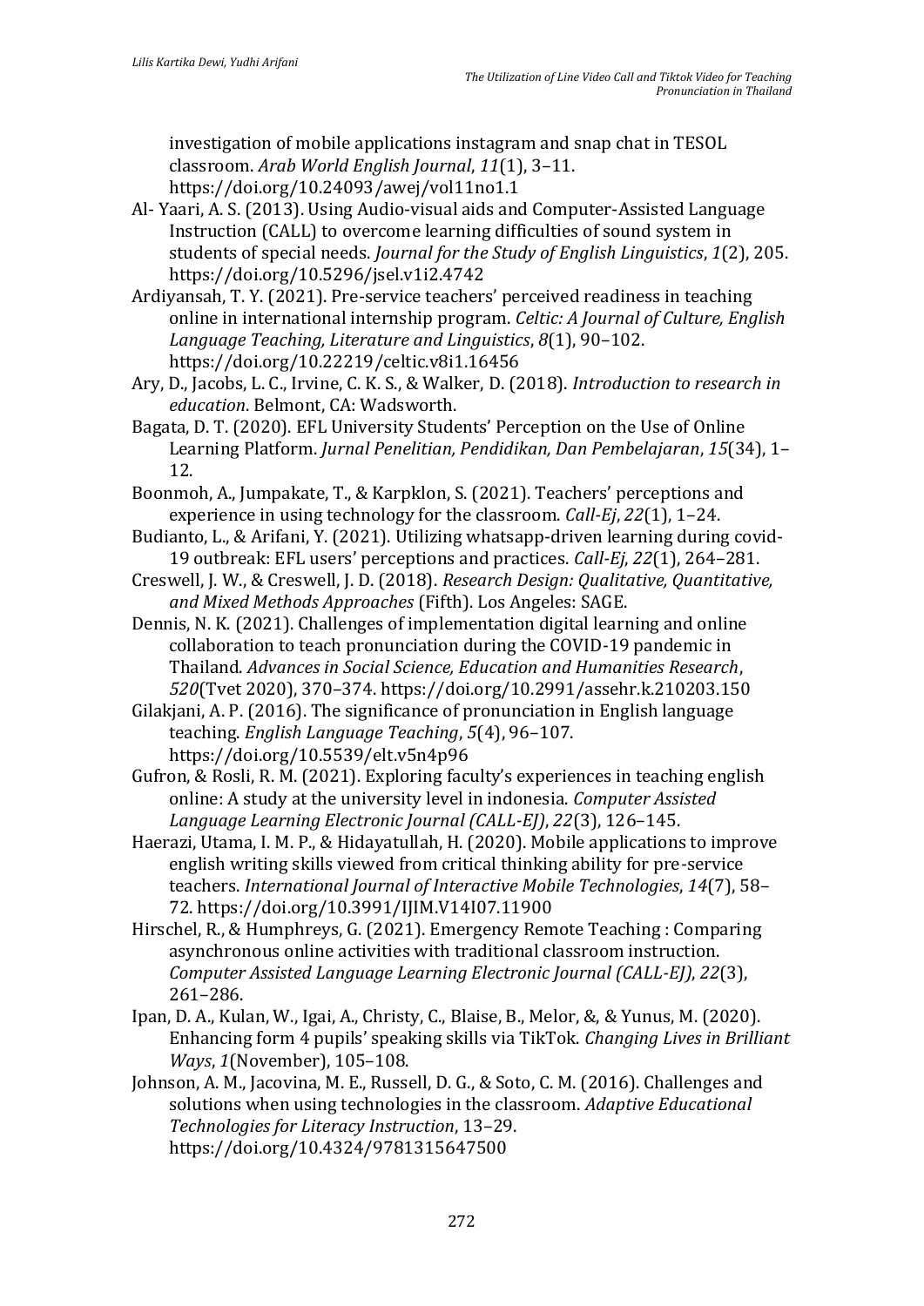investigation of mobile applications instagram and snap chat in TESOL classroom. *Arab World English Journal*, *11*(1), 3–11. https://doi.org/10.24093/awej/vol11no1.1

Al- Yaari, A. S. (2013). Using Audio-visual aids and Computer-Assisted Language Instruction (CALL) to overcome learning difficulties of sound system in students of special needs. *Journal for the Study of English Linguistics*, *1*(2), 205. https://doi.org/10.5296/jsel.v1i2.4742

Ardiyansah, T. Y. (2021). Pre-service teachers' perceived readiness in teaching online in international internship program. *Celtic: A Journal of Culture, English Language Teaching, Literature and Linguistics*, *8*(1), 90–102. https://doi.org/10.22219/celtic.v8i1.16456

Ary, D., Jacobs, L. C., Irvine, C. K. S., & Walker, D. (2018). *Introduction to research in education*. Belmont, CA: Wadsworth.

Bagata, D. T. (2020). EFL University Students' Perception on the Use of Online Learning Platform. *Jurnal Penelitian, Pendidikan, Dan Pembelajaran*, *15*(34), 1–12.

Boonmoh, A., Jumpakate, T., & Karpklon, S. (2021). Teachers' perceptions and experience in using technology for the classroom. *Call-Ej*, *22*(1), 1–24.

Budianto, L., & Arifani, Y. (2021). Utilizing whatsapp-driven learning during covid-19 outbreak: EFL users' perceptions and practices. *Call-Ej*, *22*(1), 264–281.

Creswell, J. W., & Creswell, J. D. (2018). *Research Design: Qualitative, Quantitative, and Mixed Methods Approaches* (Fifth). Los Angeles: SAGE.

Dennis, N. K. (2021). Challenges of implementation digital learning and online collaboration to teach pronunciation during the COVID-19 pandemic in Thailand. *Advances in Social Science, Education and Humanities Research*, *520*(Tvet 2020), 370–374. https://doi.org/10.2991/assehr.k.210203.150

Gilakjani, A. P. (2016). The significance of pronunciation in English language teaching. *English Language Teaching*, *5*(4), 96–107. https://doi.org/10.5539/elt.v5n4p96

Gufron, & Rosli, R. M. (2021). Exploring faculty's experiences in teaching english online: A study at the university level in indonesia. *Computer Assisted Language Learning Electronic Journal (CALL-EJ)*, *22*(3), 126–145.

Haerazi, Utama, I. M. P., & Hidayatullah, H. (2020). Mobile applications to improve english writing skills viewed from critical thinking ability for pre-service teachers. *International Journal of Interactive Mobile Technologies*, *14*(7), 58–72. https://doi.org/10.3991/IJIM.V14I07.11900

Hirschel, R., & Humphreys, G. (2021). Emergency Remote Teaching : Comparing asynchronous online activities with traditional classroom instruction. *Computer Assisted Language Learning Electronic Journal (CALL-EJ)*, *22*(3), 261–286.

Ipan, D. A., Kulan, W., Igai, A., Christy, C., Blaise, B., Melor, &, & Yunus, M. (2020). Enhancing form 4 pupils' speaking skills via TikTok. *Changing Lives in Brilliant Ways*, *1*(November), 105–108.

Johnson, A. M., Jacovina, M. E., Russell, D. G., & Soto, C. M. (2016). Challenges and solutions when using technologies in the classroom. *Adaptive Educational Technologies for Literacy Instruction*, 13–29. https://doi.org/10.4324/9781315647500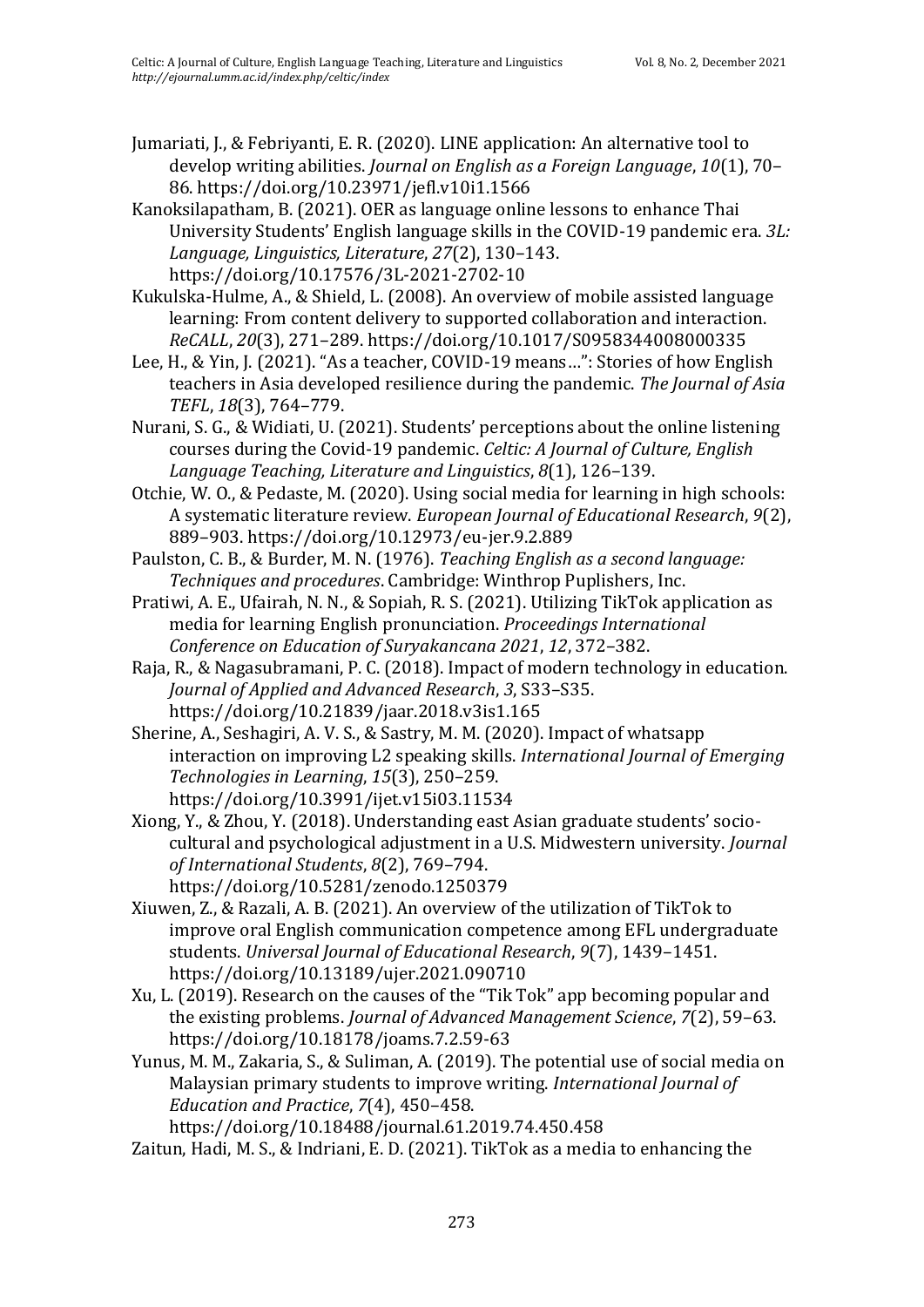Jumariati, J., & Febriyanti, E. R. (2020). LINE application: An alternative tool to develop writing abilities. *Journal on English as a Foreign Language*, *10*(1), 70–86. https://doi.org/10.23971/jefl.v10i1.1566

Kanoksilapatham, B. (2021). OER as language online lessons to enhance Thai University Students' English language skills in the COVID-19 pandemic era. *3L: Language, Linguistics, Literature*, *27*(2), 130–143. https://doi.org/10.17576/3L-2021-2702-10

Kukulska-Hulme, A., & Shield, L. (2008). An overview of mobile assisted language learning: From content delivery to supported collaboration and interaction. *ReCALL*, *20*(3), 271–289. https://doi.org/10.1017/S0958344008000335

Lee, H., & Yin, J. (2021). "As a teacher, COVID-19 means…": Stories of how English teachers in Asia developed resilience during the pandemic. *The Journal of Asia TEFL*, *18*(3), 764–779.

Nurani, S. G., & Widiati, U. (2021). Students' perceptions about the online listening courses during the Covid-19 pandemic. *Celtic: A Journal of Culture, English Language Teaching, Literature and Linguistics*, *8*(1), 126–139.

Otchie, W. O., & Pedaste, M. (2020). Using social media for learning in high schools: A systematic literature review. *European Journal of Educational Research*, *9*(2), 889–903. https://doi.org/10.12973/eu-jer.9.2.889

Paulston, C. B., & Burder, M. N. (1976). *Teaching English as a second language: Techniques and procedures*. Cambridge: Winthrop Puplishers, Inc.

Pratiwi, A. E., Ufairah, N. N., & Sopiah, R. S. (2021). Utilizing TikTok application as media for learning English pronunciation. *Proceedings International Conference on Education of Suryakancana 2021*, *12*, 372–382.

Raja, R., & Nagasubramani, P. C. (2018). Impact of modern technology in education. *Journal of Applied and Advanced Research*, *3*, S33–S35. https://doi.org/10.21839/jaar.2018.v3is1.165

Sherine, A., Seshagiri, A. V. S., & Sastry, M. M. (2020). Impact of whatsapp interaction on improving L2 speaking skills. *International Journal of Emerging Technologies in Learning*, *15*(3), 250–259. https://doi.org/10.3991/ijet.v15i03.11534

Xiong, Y., & Zhou, Y. (2018). Understanding east Asian graduate students' socio-cultural and psychological adjustment in a U.S. Midwestern university. *Journal of International Students*, *8*(2), 769–794. https://doi.org/10.5281/zenodo.1250379

Xiuwen, Z., & Razali, A. B. (2021). An overview of the utilization of TikTok to improve oral English communication competence among EFL undergraduate students. *Universal Journal of Educational Research*, *9*(7), 1439–1451. https://doi.org/10.13189/ujer.2021.090710

Xu, L. (2019). Research on the causes of the "Tik Tok" app becoming popular and the existing problems. *Journal of Advanced Management Science*, *7*(2), 59–63. https://doi.org/10.18178/joams.7.2.59-63

Yunus, M. M., Zakaria, S., & Suliman, A. (2019). The potential use of social media on Malaysian primary students to improve writing. *International Journal of Education and Practice*, *7*(4), 450–458. https://doi.org/10.18488/journal.61.2019.74.450.458

Zaitun, Hadi, M. S., & Indriani, E. D. (2021). TikTok as a media to enhancing the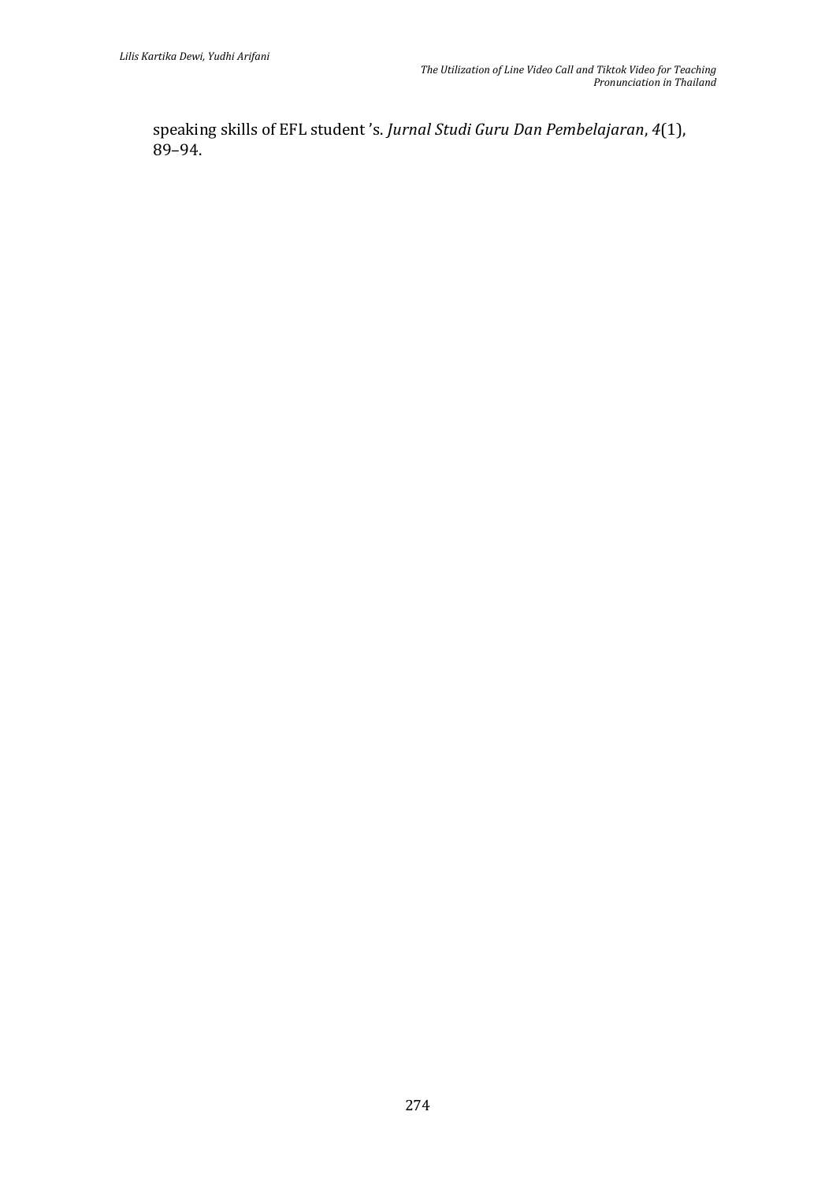speaking skills of EFL student 's. *Jurnal Studi Guru Dan Pembelajaran*, *4*(1), 89–94.